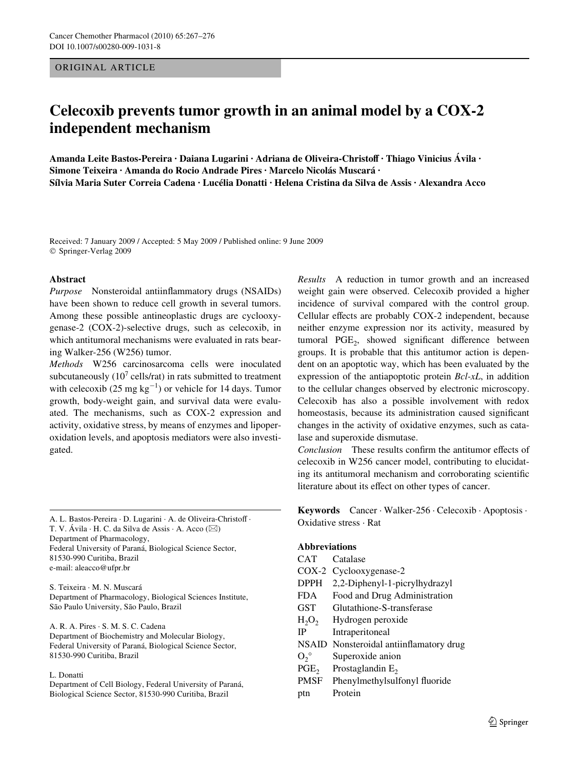ORIGINAL ARTICLE

# Celecoxib prevents tumor growth in an animal model by a COX-2 independent mechanism

**Amanda Leite Bastos-Pereira · Daiana Lugarini · Adriana de Oliveira-Christoff · Thiago Vinicius Ávila · Simone Teixeira · Amanda do Rocio Andrade Pires · Marcelo Nicolás Muscará · Sílvia Maria Suter Correia Cadena · Lucélia Donatti · Helena Cristina da Silva de Assis · Alexandra Acco**

Received: 7 January 2009 / Accepted: 5 May 2009 / Published online: 9 June 2009
© Springer-Verlag 2009

## Abstract

*Purpose* Nonsteroidal antiinflammatory drugs (NSAIDs) have been shown to reduce cell growth in several tumors. Among these possible antineoplastic drugs are cyclooxygenase-2 (COX-2)-selective drugs, such as celecoxib, in which antitumoral mechanisms were evaluated in rats bearing Walker-256 (W256) tumor.

*Methods* W256 carcinosarcoma cells were inoculated subcutaneously ($10^7$ cells/rat) in rats submitted to treatment with celecoxib (25 mg $kg^{-1}$) or vehicle for 14 days. Tumor growth, body-weight gain, and survival data were evaluated. The mechanisms, such as COX-2 expression and activity, oxidative stress, by means of enzymes and lipoperoxidation levels, and apoptosis mediators were also investigated.

*Results* A reduction in tumor growth and an increased weight gain were observed. Celecoxib provided a higher incidence of survival compared with the control group. Cellular effects are probably COX-2 independent, because neither enzyme expression nor its activity, measured by tumoral $PGE_2$, showed significant difference between groups. It is probable that this antitumor action is dependent on an apoptotic way, which has been evaluated by the expression of the antiapoptotic protein *Bcl-xL*, in addition to the cellular changes observed by electronic microscopy. Celecoxib has also a possible involvement with redox homeostasis, because its administration caused significant changes in the activity of oxidative enzymes, such as catalase and superoxide dismutase.

*Conclusion* These results confirm the antitumor effects of celecoxib in W256 cancer model, contributing to elucidating its antitumoral mechanism and corroborating scientific literature about its effect on other types of cancer.

**Keywords** Cancer · Walker-256 · Celecoxib · Apoptosis · Oxidative stress · Rat

### Abbreviations

| | |
|---|---|
| CAT | Catalase |
| COX-2 | Cyclooxygenase-2 |
| DPPH | 2,2-Diphenyl-1-picrylhydrazyl |
| FDA | Food and Drug Administration |
| GST | Glutathione-S-transferase |
| $H_2O_2$ | Hydrogen peroxide |
| IP | Intraperitoneal |
| NSAID | Nonsteroidal antiinflamatory drug |
| $O_2^{\circ}$ | Superoxide anion |
| $PGE_2$ | Prostaglandin $E_2$ |
| PMSF | Phenylmethylsulfonyl fluoride |
| ptn | Protein |

A. L. Bastos-Pereira · D. Lugarini · A. de Oliveira-Christoff · T. V. Ávila · H. C. da Silva de Assis · A. Acco (✉)
Department of Pharmacology, Federal University of Paraná, Biological Science Sector, 81530-990 Curitiba, Brazil
e-mail: aleacco@ufpr.br

S. Teixeira · M. N. Muscará
Department of Pharmacology, Biological Sciences Institute, São Paulo University, São Paulo, Brazil

A. R. A. Pires · S. M. S. C. Cadena
Department of Biochemistry and Molecular Biology, Federal University of Paraná, Biological Science Sector, 81530-990 Curitiba, Brazil

L. Donatti
Department of Cell Biology, Federal University of Paraná, Biological Science Sector, 81530-990 Curitiba, Brazil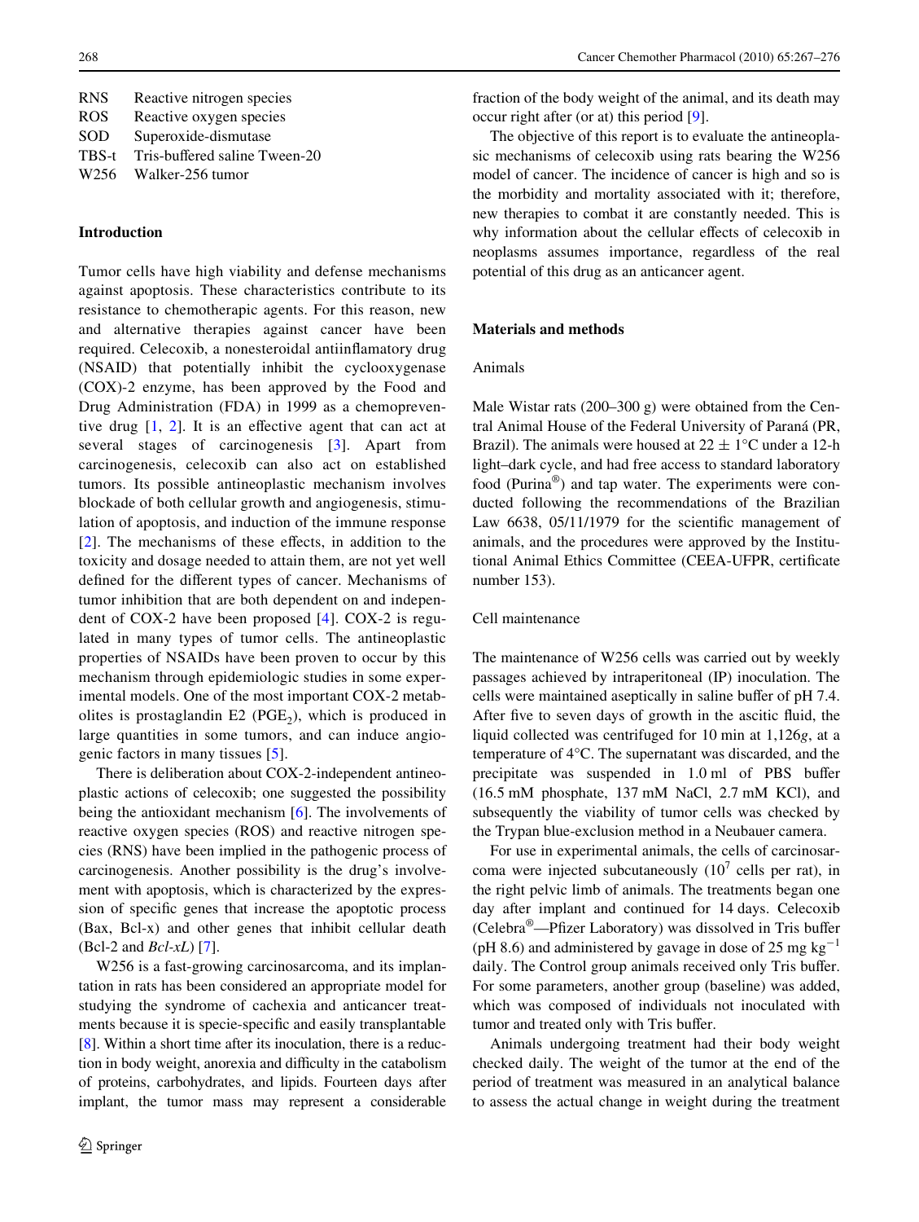| | |
|---|---|
| RNS | Reactive nitrogen species |
| ROS | Reactive oxygen species |
| SOD | Superoxide-dismutase |
| TBS-t | Tris-buffered saline Tween-20 |
| W256 | Walker-256 tumor |

## Introduction

Tumor cells have high viability and defense mechanisms against apoptosis. These characteristics contribute to its resistance to chemotherapic agents. For this reason, new and alternative therapies against cancer have been required. Celecoxib, a nonesteroidal antiinflamatory drug (NSAID) that potentially inhibit the cyclooxygenase (COX)-2 enzyme, has been approved by the Food and Drug Administration (FDA) in 1999 as a chemopreventive drug [1, 2]. It is an effective agent that can act at several stages of carcinogenesis [3]. Apart from carcinogenesis, celecoxib can also act on established tumors. Its possible antineoplastic mechanism involves blockade of both cellular growth and angiogenesis, stimulation of apoptosis, and induction of the immune response [2]. The mechanisms of these effects, in addition to the toxicity and dosage needed to attain them, are not yet well defined for the different types of cancer. Mechanisms of tumor inhibition that are both dependent on and independent of COX-2 have been proposed [4]. COX-2 is regulated in many types of tumor cells. The antineoplastic properties of NSAIDs have been proven to occur by this mechanism through epidemiologic studies in some experimental models. One of the most important COX-2 metabolites is prostaglandin E2 ($PGE_2$), which is produced in large quantities in some tumors, and can induce angiogenic factors in many tissues [5].

There is deliberation about COX-2-independent antineoplastic actions of celecoxib; one suggested the possibility being the antioxidant mechanism [6]. The involvements of reactive oxygen species (ROS) and reactive nitrogen species (RNS) have been implied in the pathogenic process of carcinogenesis. Another possibility is the drug's involvement with apoptosis, which is characterized by the expression of specific genes that increase the apoptotic process (Bax, Bcl-x) and other genes that inhibit cellular death (Bcl-2 and *Bcl-xL*) [7].

W256 is a fast-growing carcinosarcoma, and its implantation in rats has been considered an appropriate model for studying the syndrome of cachexia and anticancer treatments because it is specie-specific and easily transplantable [8]. Within a short time after its inoculation, there is a reduction in body weight, anorexia and difficulty in the catabolism of proteins, carbohydrates, and lipids. Fourteen days after implant, the tumor mass may represent a considerable fraction of the body weight of the animal, and its death may occur right after (or at) this period [9].

The objective of this report is to evaluate the antineoplasic mechanisms of celecoxib using rats bearing the W256 model of cancer. The incidence of cancer is high and so is the morbidity and mortality associated with it; therefore, new therapies to combat it are constantly needed. This is why information about the cellular effects of celecoxib in neoplasms assumes importance, regardless of the real potential of this drug as an anticancer agent.

## Materials and methods

### Animals

Male Wistar rats (200–300 g) were obtained from the Central Animal House of the Federal University of Paraná (PR, Brazil). The animals were housed at $22 \pm 1$°C under a 12-h light–dark cycle, and had free access to standard laboratory food (Purina®) and tap water. The experiments were conducted following the recommendations of the Brazilian Law 6638, 05/11/1979 for the scientific management of animals, and the procedures were approved by the Institutional Animal Ethics Committee (CEEA-UFPR, certificate number 153).

### Cell maintenance

The maintenance of W256 cells was carried out by weekly passages achieved by intraperitoneal (IP) inoculation. The cells were maintained aseptically in saline buffer of pH 7.4. After five to seven days of growth in the ascitic fluid, the liquid collected was centrifuged for 10 min at 1,126*g*, at a temperature of 4°C. The supernatant was discarded, and the precipitate was suspended in 1.0 ml of PBS buffer (16.5 mM phosphate, 137 mM NaCl, 2.7 mM KCl), and subsequently the viability of tumor cells was checked by the Trypan blue-exclusion method in a Neubauer camera.

For use in experimental animals, the cells of carcinosarcoma were injected subcutaneously ($10^7$ cells per rat), in the right pelvic limb of animals. The treatments began one day after implant and continued for 14 days. Celecoxib (Celebra®—Pfizer Laboratory) was dissolved in Tris buffer (pH 8.6) and administered by gavage in dose of 25 mg $kg^{-1}$ daily. The Control group animals received only Tris buffer. For some parameters, another group (baseline) was added, which was composed of individuals not inoculated with tumor and treated only with Tris buffer.

Animals undergoing treatment had their body weight checked daily. The weight of the tumor at the end of the period of treatment was measured in an analytical balance to assess the actual change in weight during the treatment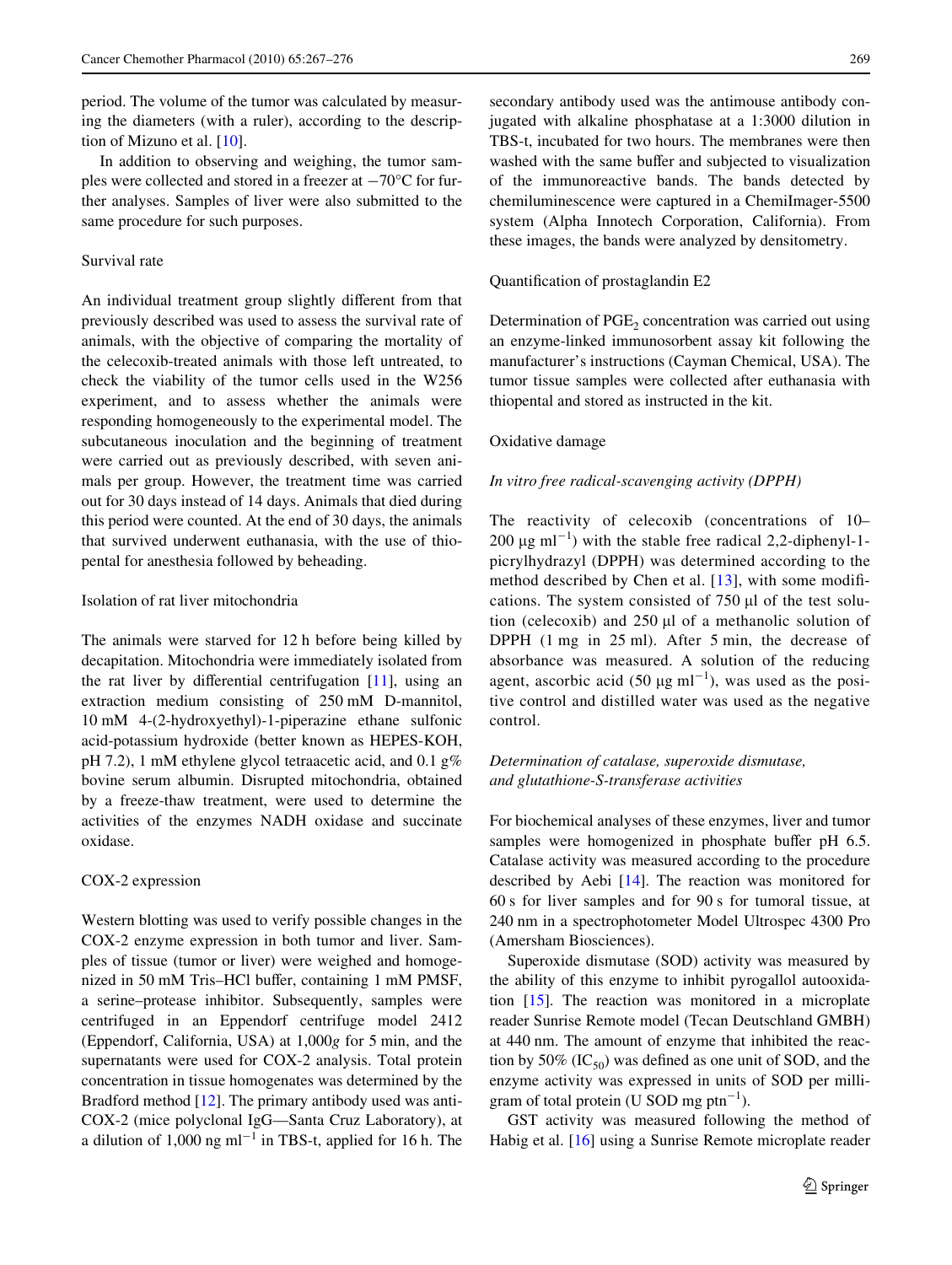period. The volume of the tumor was calculated by measuring the diameters (with a ruler), according to the description of Mizuno et al. [10].

In addition to observing and weighing, the tumor samples were collected and stored in a freezer at −70°C for further analyses. Samples of liver were also submitted to the same procedure for such purposes.

### Survival rate

An individual treatment group slightly different from that previously described was used to assess the survival rate of animals, with the objective of comparing the mortality of the celecoxib-treated animals with those left untreated, to check the viability of the tumor cells used in the W256 experiment, and to assess whether the animals were responding homogeneously to the experimental model. The subcutaneous inoculation and the beginning of treatment were carried out as previously described, with seven animals per group. However, the treatment time was carried out for 30 days instead of 14 days. Animals that died during this period were counted. At the end of 30 days, the animals that survived underwent euthanasia, with the use of thiopental for anesthesia followed by beheading.

### Isolation of rat liver mitochondria

The animals were starved for 12 h before being killed by decapitation. Mitochondria were immediately isolated from the rat liver by differential centrifugation [11], using an extraction medium consisting of 250 mM D-mannitol, 10 mM 4-(2-hydroxyethyl)-1-piperazine ethane sulfonic acid-potassium hydroxide (better known as HEPES-KOH, pH 7.2), 1 mM ethylene glycol tetraacetic acid, and 0.1 g% bovine serum albumin. Disrupted mitochondria, obtained by a freeze-thaw treatment, were used to determine the activities of the enzymes NADH oxidase and succinate oxidase.

### COX-2 expression

Western blotting was used to verify possible changes in the COX-2 enzyme expression in both tumor and liver. Samples of tissue (tumor or liver) were weighed and homogenized in 50 mM Tris–HCl buffer, containing 1 mM PMSF, a serine–protease inhibitor. Subsequently, samples were centrifuged in an Eppendorf centrifuge model 2412 (Eppendorf, California, USA) at 1,000*g* for 5 min, and the supernatants were used for COX-2 analysis. Total protein concentration in tissue homogenates was determined by the Bradford method [12]. The primary antibody used was anti-COX-2 (mice polyclonal IgG—Santa Cruz Laboratory), at a dilution of 1,000 ng $ml^{-1}$ in TBS-t, applied for 16 h. The secondary antibody used was the antimouse antibody conjugated with alkaline phosphatase at a 1:3000 dilution in TBS-t, incubated for two hours. The membranes were then washed with the same buffer and subjected to visualization of the immunoreactive bands. The bands detected by chemiluminescence were captured in a ChemiImager-5500 system (Alpha Innotech Corporation, California). From these images, the bands were analyzed by densitometry.

### Quantification of prostaglandin E2

Determination of $PGE_2$ concentration was carried out using an enzyme-linked immunosorbent assay kit following the manufacturer's instructions (Cayman Chemical, USA). The tumor tissue samples were collected after euthanasia with thiopental and stored as instructed in the kit.

### Oxidative damage

#### *In vitro free radical-scavenging activity (DPPH)*

The reactivity of celecoxib (concentrations of 10–200 μg $ml^{-1}$) with the stable free radical 2,2-diphenyl-1-picrylhydrazyl (DPPH) was determined according to the method described by Chen et al. [13], with some modifications. The system consisted of 750 μl of the test solution (celecoxib) and 250 μl of a methanolic solution of DPPH (1 mg in 25 ml). After 5 min, the decrease of absorbance was measured. A solution of the reducing agent, ascorbic acid (50 μg $ml^{-1}$), was used as the positive control and distilled water was used as the negative control.

#### *Determination of catalase, superoxide dismutase, and glutathione-S-transferase activities*

For biochemical analyses of these enzymes, liver and tumor samples were homogenized in phosphate buffer pH 6.5. Catalase activity was measured according to the procedure described by Aebi [14]. The reaction was monitored for 60 s for liver samples and for 90 s for tumoral tissue, at 240 nm in a spectrophotometer Model Ultrospec 4300 Pro (Amersham Biosciences).

Superoxide dismutase (SOD) activity was measured by the ability of this enzyme to inhibit pyrogallol autooxidation [15]. The reaction was monitored in a microplate reader Sunrise Remote model (Tecan Deutschland GMBH) at 440 nm. The amount of enzyme that inhibited the reaction by 50% ($IC_{50}$) was defined as one unit of SOD, and the enzyme activity was expressed in units of SOD per milligram of total protein (U SOD mg $ptn^{-1}$).

GST activity was measured following the method of Habig et al. [16] using a Sunrise Remote microplate reader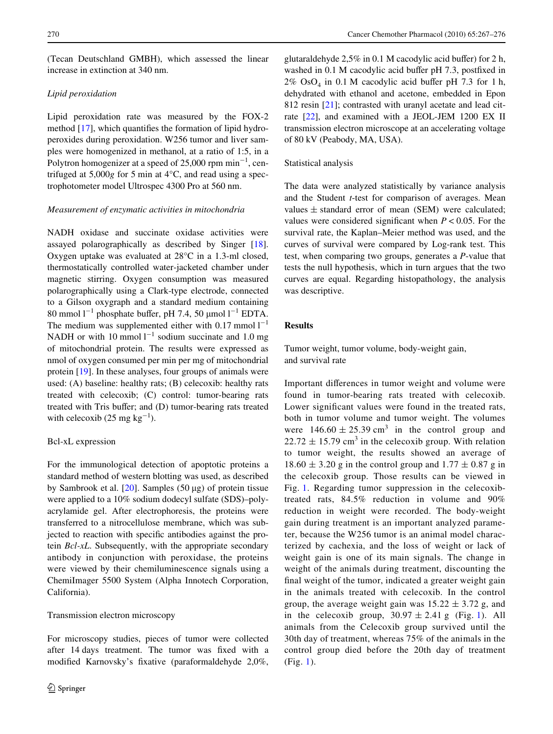(Tecan Deutschland GMBH), which assessed the linear increase in extinction at 340 nm.

*Lipid peroxidation*

Lipid peroxidation rate was measured by the FOX-2 method [17], which quantifies the formation of lipid hydroperoxides during peroxidation. W256 tumor and liver samples were homogenized in methanol, at a ratio of 1:5, in a Polytron homogenizer at a speed of 25,000 rpm $min^{-1}$, centrifuged at 5,000*g* for 5 min at 4°C, and read using a spectrophotometer model Ultrospec 4300 Pro at 560 nm.

*Measurement of enzymatic activities in mitochondria*

NADH oxidase and succinate oxidase activities were assayed polarographically as described by Singer [18]. Oxygen uptake was evaluated at 28°C in a 1.3-ml closed, thermostatically controlled water-jacketed chamber under magnetic stirring. Oxygen consumption was measured polarographically using a Clark-type electrode, connected to a Gilson oxygraph and a standard medium containing 80 mmol $l^{-1}$ phosphate buffer, pH 7.4, 50 μmol $l^{-1}$ EDTA. The medium was supplemented either with 0.17 mmol $l^{-1}$ NADH or with 10 mmol $l^{-1}$ sodium succinate and 1.0 mg of mitochondrial protein. The results were expressed as nmol of oxygen consumed per min per mg of mitochondrial protein [19]. In these analyses, four groups of animals were used: (A) baseline: healthy rats; (B) celecoxib: healthy rats treated with celecoxib; (C) control: tumor-bearing rats treated with Tris buffer; and (D) tumor-bearing rats treated with celecoxib (25 mg $kg^{-1}$).

Bcl-xL expression

For the immunological detection of apoptotic proteins a standard method of western blotting was used, as described by Sambrook et al. [20]. Samples (50 μg) of protein tissue were applied to a 10% sodium dodecyl sulfate (SDS)–polyacrylamide gel. After electrophoresis, the proteins were transferred to a nitrocellulose membrane, which was subjected to reaction with specific antibodies against the protein *Bcl-xL*. Subsequently, with the appropriate secondary antibody in conjunction with peroxidase, the proteins were viewed by their chemiluminescence signals using a ChemiImager 5500 System (Alpha Innotech Corporation, California).

Transmission electron microscopy

For microscopy studies, pieces of tumor were collected after 14 days treatment. The tumor was fixed with a modified Karnovsky's fixative (paraformaldehyde 2,0%, glutaraldehyde 2,5% in 0.1 M cacodylic acid buffer) for 2 h, washed in 0.1 M cacodylic acid buffer pH 7.3, postfixed in 2% $OsO_4$ in 0.1 M cacodylic acid buffer pH 7.3 for 1 h, dehydrated with ethanol and acetone, embedded in Epon 812 resin [21]; contrasted with uranyl acetate and lead citrate [22], and examined with a JEOL-JEM 1200 EX II transmission electron microscope at an accelerating voltage of 80 kV (Peabody, MA, USA).

Statistical analysis

The data were analyzed statistically by variance analysis and the Student *t*-test for comparison of averages. Mean values ± standard error of mean (SEM) were calculated; values were considered significant when $P < 0.05$. For the survival rate, the Kaplan–Meier method was used, and the curves of survival were compared by Log-rank test. This test, when comparing two groups, generates a *P*-value that tests the null hypothesis, which in turn argues that the two curves are equal. Regarding histopathology, the analysis was descriptive.

## Results

Tumor weight, tumor volume, body-weight gain, and survival rate

Important differences in tumor weight and volume were found in tumor-bearing rats treated with celecoxib. Lower significant values were found in the treated rats, both in tumor volume and tumor weight. The volumes were 146.60 ± 25.39 $cm^3$ in the control group and 22.72 ± 15.79 $cm^3$ in the celecoxib group. With relation to tumor weight, the results showed an average of 18.60 ± 3.20 g in the control group and 1.77 ± 0.87 g in the celecoxib group. Those results can be viewed in Fig. 1. Regarding tumor suppression in the celecoxib-treated rats, 84.5% reduction in volume and 90% reduction in weight were recorded. The body-weight gain during treatment is an important analyzed parameter, because the W256 tumor is an animal model characterized by cachexia, and the loss of weight or lack of weight gain is one of its main signals. The change in weight of the animals during treatment, discounting the final weight of the tumor, indicated a greater weight gain in the animals treated with celecoxib. In the control group, the average weight gain was 15.22 ± 3.72 g, and in the celecoxib group, 30.97 ± 2.41 g (Fig. 1). All animals from the Celecoxib group survived until the 30th day of treatment, whereas 75% of the animals in the control group died before the 20th day of treatment (Fig. 1).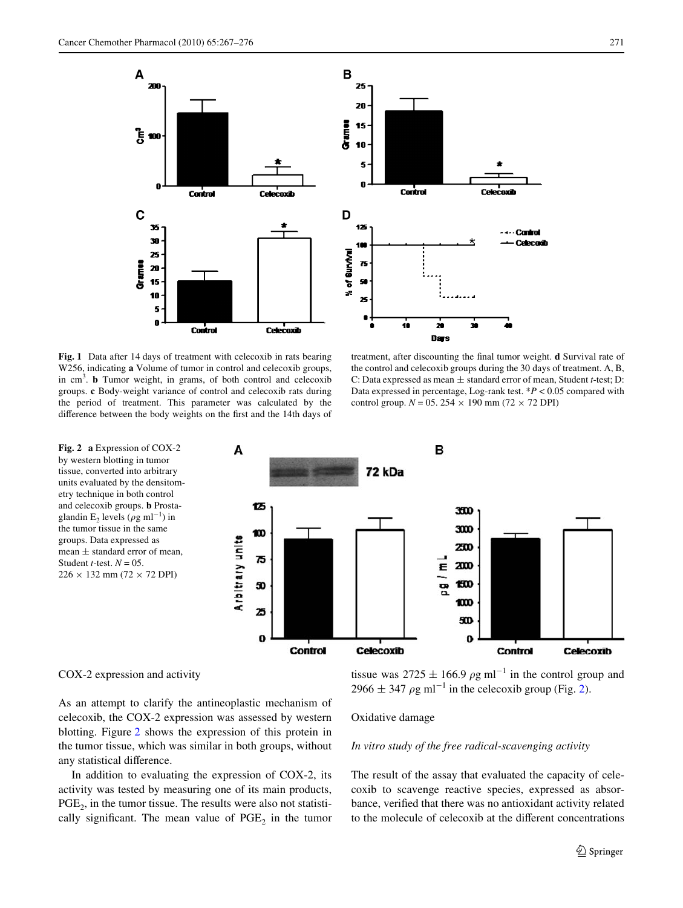**Fig. 1** Data after 14 days of treatment with celecoxib in rats bearing W256, indicating **a** Volume of tumor in control and celecoxib groups, in $cm^3$. **b** Tumor weight, in grams, of both control and celecoxib groups. **c** Body-weight variance of control and celecoxib rats during the period of treatment. This parameter was calculated by the difference between the body weights on the first and the 14th days of treatment, after discounting the final tumor weight. **d** Survival rate of the control and celecoxib groups during the 30 days of treatment. A, B, C: Data expressed as mean ± standard error of mean, Student *t*-test; D: Data expressed in percentage, Log-rank test. $*P < 0.05$ compared with control group. $N = 05$. 254 × 190 mm (72 × 72 DPI)

**Fig. 2** **a** Expression of COX-2 by western blotting in tumor tissue, converted into arbitrary units evaluated by the densitometry technique in both control and celecoxib groups. **b** Prostaglandin $E_2$ levels ($\rho g\ ml^{-1}$) in the tumor tissue in the same groups. Data expressed as mean ± standard error of mean, Student *t*-test. $N = 05$. 226 × 132 mm (72 × 72 DPI)

COX-2 expression and activity

As an attempt to clarify the antineoplastic mechanism of celecoxib, the COX-2 expression was assessed by western blotting. Figure 2 shows the expression of this protein in the tumor tissue, which was similar in both groups, without any statistical difference.

In addition to evaluating the expression of COX-2, its activity was tested by measuring one of its main products, $PGE_2$, in the tumor tissue. The results were also not statistically significant. The mean value of $PGE_2$ in the tumor tissue was $2725 \pm 166.9\ \rho g\ ml^{-1}$ in the control group and $2966 \pm 347\ \rho g\ ml^{-1}$ in the celecoxib group (Fig. 2).

Oxidative damage

*In vitro study of the free radical-scavenging activity*

The result of the assay that evaluated the capacity of celecoxib to scavenge reactive species, expressed as absorbance, verified that there was no antioxidant activity related to the molecule of celecoxib at the different concentrations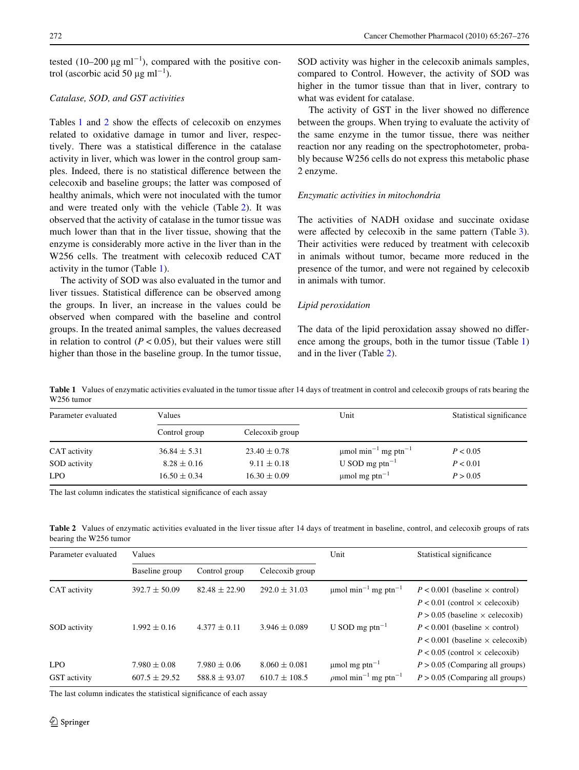tested (10–200 μg $ml^{-1}$), compared with the positive control (ascorbic acid 50 μg $ml^{-1}$).

*Catalase, SOD, and GST activities*

Tables 1 and 2 show the effects of celecoxib on enzymes related to oxidative damage in tumor and liver, respectively. There was a statistical difference in the catalase activity in liver, which was lower in the control group samples. Indeed, there is no statistical difference between the celecoxib and baseline groups; the latter was composed of healthy animals, which were not inoculated with the tumor and were treated only with the vehicle (Table 2). It was observed that the activity of catalase in the tumor tissue was much lower than that in the liver tissue, showing that the enzyme is considerably more active in the liver than in the W256 cells. The treatment with celecoxib reduced CAT activity in the tumor (Table 1).

The activity of SOD was also evaluated in the tumor and liver tissues. Statistical difference can be observed among the groups. In liver, an increase in the values could be observed when compared with the baseline and control groups. In the treated animal samples, the values decreased in relation to control ($P < 0.05$), but their values were still higher than those in the baseline group. In the tumor tissue, SOD activity was higher in the celecoxib animals samples, compared to Control. However, the activity of SOD was higher in the tumor tissue than that in liver, contrary to what was evident for catalase.

The activity of GST in the liver showed no difference between the groups. When trying to evaluate the activity of the same enzyme in the tumor tissue, there was neither reaction nor any reading on the spectrophotometer, probably because W256 cells do not express this metabolic phase 2 enzyme.

*Enzymatic activities in mitochondria*

The activities of NADH oxidase and succinate oxidase were affected by celecoxib in the same pattern (Table 3). Their activities were reduced by treatment with celecoxib in animals without tumor, became more reduced in the presence of the tumor, and were not regained by celecoxib in animals with tumor.

*Lipid peroxidation*

The data of the lipid peroxidation assay showed no difference among the groups, both in the tumor tissue (Table 1) and in the liver (Table 2).

**Table 1** Values of enzymatic activities evaluated in the tumor tissue after 14 days of treatment in control and celecoxib groups of rats bearing the W256 tumor

| Parameter evaluated | Values | | Unit | Statistical significance |
|---|---|---|---|---|
| | Control group | Celecoxib group | | |
| CAT activity | 36.84 ± 5.31 | 23.40 ± 0.78 | μmol $min^{-1}$ mg $ptn^{-1}$ | $P < 0.05$ |
| SOD activity | 8.28 ± 0.16 | 9.11 ± 0.18 | U SOD mg $ptn^{-1}$ | $P < 0.01$ |
| LPO | 16.50 ± 0.34 | 16.30 ± 0.09 | μmol mg $ptn^{-1}$ | $P > 0.05$ |

The last column indicates the statistical significance of each assay

**Table 2** Values of enzymatic activities evaluated in the liver tissue after 14 days of treatment in baseline, control, and celecoxib groups of rats bearing the W256 tumor

| Parameter evaluated | Values | | | Unit | Statistical significance |
|---|---|---|---|---|---|
| | Baseline group | Control group | Celecoxib group | | |
| CAT activity | 392.7 ± 50.09 | 82.48 ± 22.90 | 292.0 ± 31.03 | μmol $min^{-1}$ mg $ptn^{-1}$ | $P < 0.001$ (baseline × control)<br>$P < 0.01$ (control × celecoxib)<br>$P > 0.05$ (baseline × celecoxib) |
| SOD activity | 1.992 ± 0.16 | 4.377 ± 0.11 | 3.946 ± 0.089 | U SOD mg $ptn^{-1}$ | $P < 0.001$ (baseline × control)<br>$P < 0.001$ (baseline × celecoxib)<br>$P < 0.05$ (control × celecoxib) |
| LPO | 7.980 ± 0.08 | 7.980 ± 0.06 | 8.060 ± 0.081 | μmol mg $ptn^{-1}$ | $P > 0.05$ (Comparing all groups) |
| GST activity | 607.5 ± 29.52 | 588.8 ± 93.07 | 610.7 ± 108.5 | ρmol $min^{-1}$ mg $ptn^{-1}$ | $P > 0.05$ (Comparing all groups) |

The last column indicates the statistical significance of each assay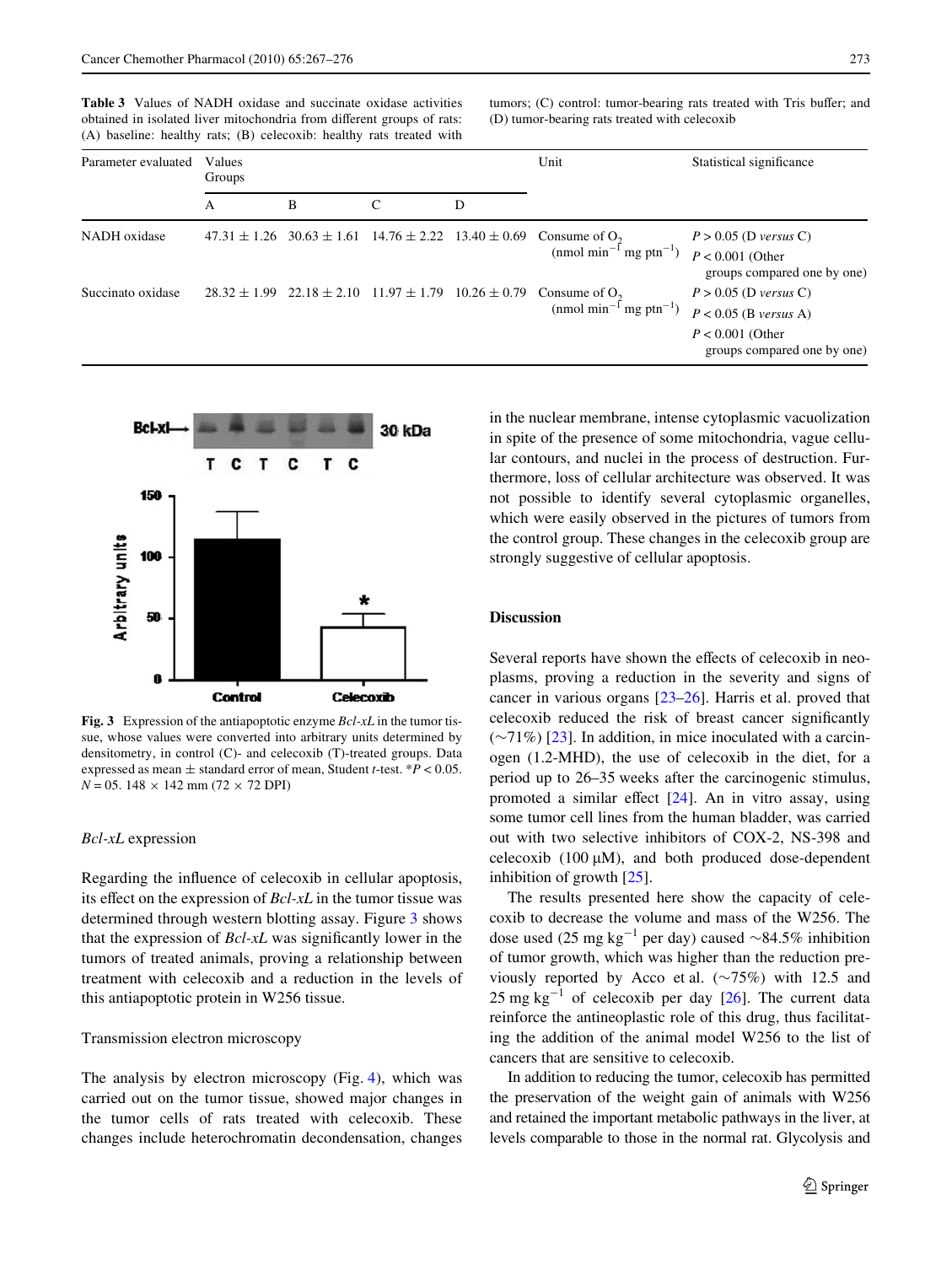**Table 3** Values of NADH oxidase and succinate oxidase activities obtained in isolated liver mitochondria from different groups of rats: (A) baseline: healthy rats; (B) celecoxib: healthy rats treated with tumors; (C) control: tumor-bearing rats treated with Tris buffer; and (D) tumor-bearing rats treated with celecoxib

| Parameter evaluated | Values Groups | | | | Unit | Statistical significance |
|---|---|---|---|---|---|---|
| | A | B | C | D | | |
| NADH oxidase | 47.31 ± 1.26 | 30.63 ± 1.61 | 14.76 ± 2.22 | 13.40 ± 0.69 | Consume of $O_2$ (nmol $min^{-1}$ mg $ptn^{-1}$) | $P > 0.05$ (D *versus* C)<br>$P < 0.001$ (Other groups compared one by one) |
| Succinato oxidase | 28.32 ± 1.99 | 22.18 ± 2.10 | 11.97 ± 1.79 | 10.26 ± 0.79 | Consume of $O_2$ (nmol $min^{-1}$ mg $ptn^{-1}$) | $P > 0.05$ (D *versus* C)<br>$P < 0.05$ (B *versus* A)<br>$P < 0.001$ (Other groups compared one by one) |

**Fig. 3** Expression of the antiapoptotic enzyme *Bcl-xL* in the tumor tissue, whose values were converted into arbitrary units determined by densitometry, in control (C)- and celecoxib (T)-treated groups. Data expressed as mean ± standard error of mean, Student *t*-test. \**P* < 0.05. *N* = 05. 148 × 142 mm (72 × 72 DPI)

### *Bcl-xL* expression

Regarding the influence of celecoxib in cellular apoptosis, its effect on the expression of *Bcl-xL* in the tumor tissue was determined through western blotting assay. Figure 3 shows that the expression of *Bcl-xL* was significantly lower in the tumors of treated animals, proving a relationship between treatment with celecoxib and a reduction in the levels of this antiapoptotic protein in W256 tissue.

### Transmission electron microscopy

The analysis by electron microscopy (Fig. 4), which was carried out on the tumor tissue, showed major changes in the tumor cells of rats treated with celecoxib. These changes include heterochromatin decondensation, changes in the nuclear membrane, intense cytoplasmic vacuolization in spite of the presence of some mitochondria, vague cellular contours, and nuclei in the process of destruction. Furthermore, loss of cellular architecture was observed. It was not possible to identify several cytoplasmic organelles, which were easily observed in the pictures of tumors from the control group. These changes in the celecoxib group are strongly suggestive of cellular apoptosis.

## Discussion

Several reports have shown the effects of celecoxib in neoplasms, proving a reduction in the severity and signs of cancer in various organs [23–26]. Harris et al. proved that celecoxib reduced the risk of breast cancer significantly (~71%) [23]. In addition, in mice inoculated with a carcinogen (1.2-MHD), the use of celecoxib in the diet, for a period up to 26–35 weeks after the carcinogenic stimulus, promoted a similar effect [24]. An in vitro assay, using some tumor cell lines from the human bladder, was carried out with two selective inhibitors of COX-2, NS-398 and celecoxib (100 μM), and both produced dose-dependent inhibition of growth [25].

The results presented here show the capacity of celecoxib to decrease the volume and mass of the W256. The dose used (25 mg $kg^{-1}$ per day) caused ~84.5% inhibition of tumor growth, which was higher than the reduction previously reported by Acco et al. (~75%) with 12.5 and 25 mg $kg^{-1}$ of celecoxib per day [26]. The current data reinforce the antineoplastic role of this drug, thus facilitating the addition of the animal model W256 to the list of cancers that are sensitive to celecoxib.

In addition to reducing the tumor, celecoxib has permitted the preservation of the weight gain of animals with W256 and retained the important metabolic pathways in the liver, at levels comparable to those in the normal rat. Glycolysis and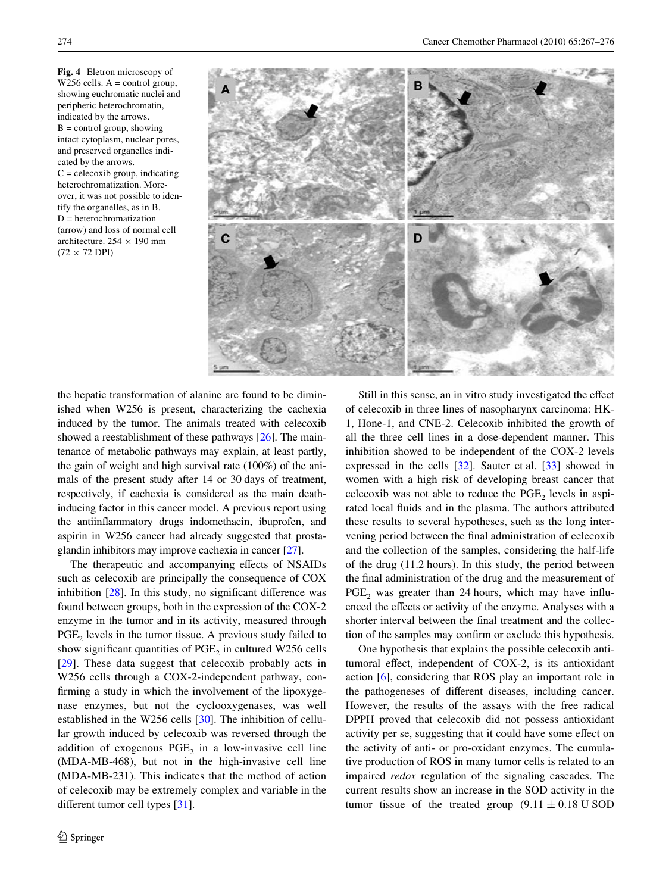**Fig. 4** Eletron microscopy of W256 cells. A = control group, showing euchromatic nuclei and peripheric heterochromatin, indicated by the arrows. B = control group, showing intact cytoplasm, nuclear pores, and preserved organelles indicated by the arrows. C = celecoxib group, indicating heterochromatization. Moreover, it was not possible to identify the organelles, as in B. D = heterochromatization (arrow) and loss of normal cell architecture. 254 × 190 mm (72 × 72 DPI)

the hepatic transformation of alanine are found to be diminished when W256 is present, characterizing the cachexia induced by the tumor. The animals treated with celecoxib showed a reestablishment of these pathways [26]. The maintenance of metabolic pathways may explain, at least partly, the gain of weight and high survival rate (100%) of the animals of the present study after 14 or 30 days of treatment, respectively, if cachexia is considered as the main death-inducing factor in this cancer model. A previous report using the antiinflammatory drugs indomethacin, ibuprofen, and aspirin in W256 cancer had already suggested that prostaglandin inhibitors may improve cachexia in cancer [27].

The therapeutic and accompanying effects of NSAIDs such as celecoxib are principally the consequence of COX inhibition [28]. In this study, no significant difference was found between groups, both in the expression of the COX-2 enzyme in the tumor and in its activity, measured through $PGE_2$ levels in the tumor tissue. A previous study failed to show significant quantities of $PGE_2$ in cultured W256 cells [29]. These data suggest that celecoxib probably acts in W256 cells through a COX-2-independent pathway, confirming a study in which the involvement of the lipoxygenase enzymes, but not the cyclooxygenases, was well established in the W256 cells [30]. The inhibition of cellular growth induced by celecoxib was reversed through the addition of exogenous $PGE_2$ in a low-invasive cell line (MDA-MB-468), but not in the high-invasive cell line (MDA-MB-231). This indicates that the method of action of celecoxib may be extremely complex and variable in the different tumor cell types [31].

Still in this sense, an in vitro study investigated the effect of celecoxib in three lines of nasopharynx carcinoma: HK-1, Hone-1, and CNE-2. Celecoxib inhibited the growth of all the three cell lines in a dose-dependent manner. This inhibition showed to be independent of the COX-2 levels expressed in the cells [32]. Sauter et al. [33] showed in women with a high risk of developing breast cancer that celecoxib was not able to reduce the $PGE_2$ levels in aspirated local fluids and in the plasma. The authors attributed these results to several hypotheses, such as the long intervening period between the final administration of celecoxib and the collection of the samples, considering the half-life of the drug (11.2 hours). In this study, the period between the final administration of the drug and the measurement of $PGE_2$ was greater than 24 hours, which may have influenced the effects or activity of the enzyme. Analyses with a shorter interval between the final treatment and the collection of the samples may confirm or exclude this hypothesis.

One hypothesis that explains the possible celecoxib antitumoral effect, independent of COX-2, is its antioxidant action [6], considering that ROS play an important role in the pathogeneses of different diseases, including cancer. However, the results of the assays with the free radical DPPH proved that celecoxib did not possess antioxidant activity per se, suggesting that it could have some effect on the activity of anti- or pro-oxidant enzymes. The cumulative production of ROS in many tumor cells is related to an impaired *redox* regulation of the signaling cascades. The current results show an increase in the SOD activity in the tumor tissue of the treated group ($9.11 \pm 0.18$ U SOD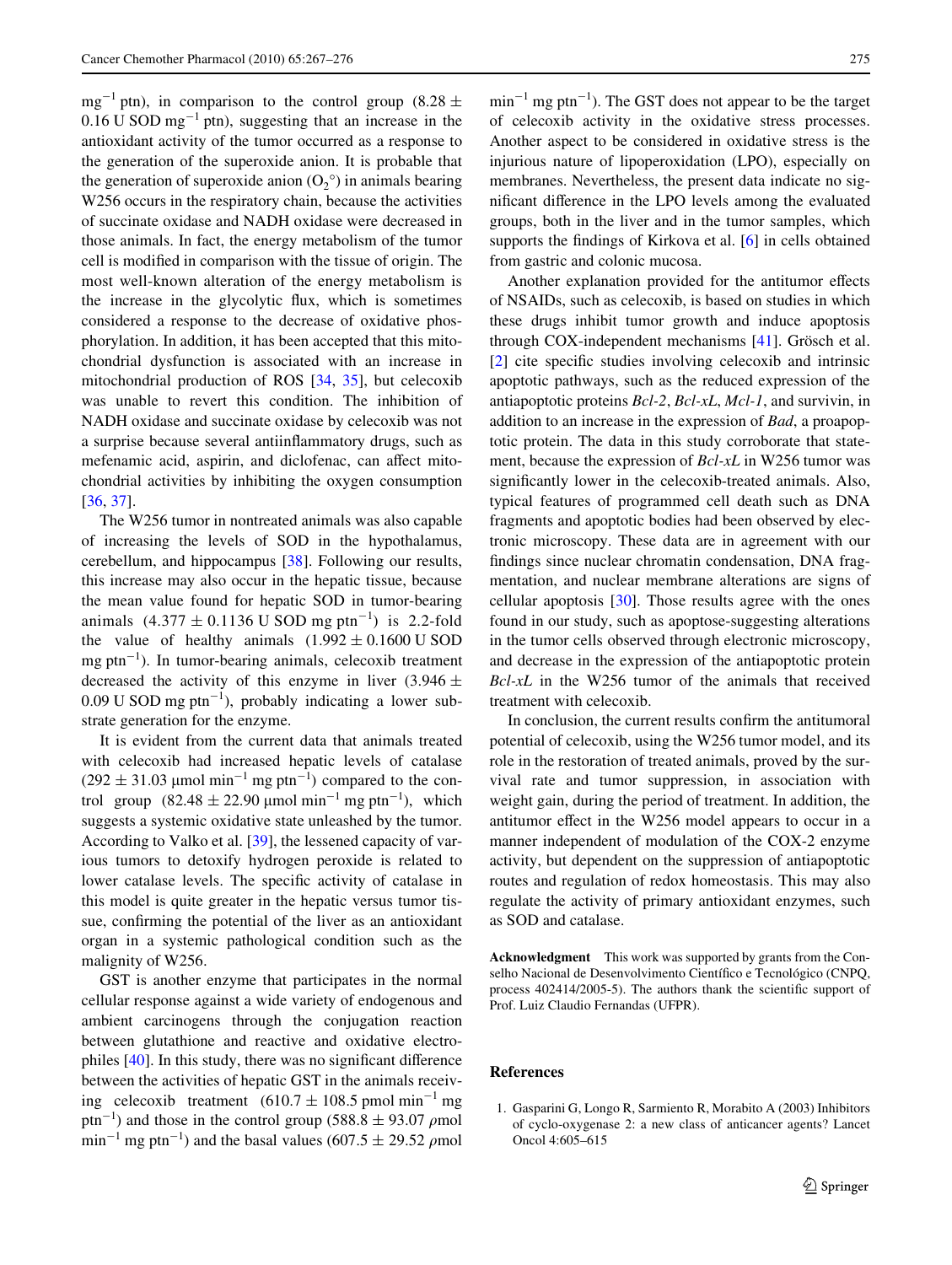$mg^{-1}$ ptn), in comparison to the control group (8.28 ± 0.16 U SOD $mg^{-1}$ ptn), suggesting that an increase in the antioxidant activity of the tumor occurred as a response to the generation of the superoxide anion. It is probable that the generation of superoxide anion ($O_2^{\circ}$) in animals bearing W256 occurs in the respiratory chain, because the activities of succinate oxidase and NADH oxidase were decreased in those animals. In fact, the energy metabolism of the tumor cell is modified in comparison with the tissue of origin. The most well-known alteration of the energy metabolism is the increase in the glycolytic flux, which is sometimes considered a response to the decrease of oxidative phosphorylation. In addition, it has been accepted that this mitochondrial dysfunction is associated with an increase in mitochondrial production of ROS [34, 35], but celecoxib was unable to revert this condition. The inhibition of NADH oxidase and succinate oxidase by celecoxib was not a surprise because several antiinflammatory drugs, such as mefenamic acid, aspirin, and diclofenac, can affect mitochondrial activities by inhibiting the oxygen consumption [36, 37].

The W256 tumor in nontreated animals was also capable of increasing the levels of SOD in the hypothalamus, cerebellum, and hippocampus [38]. Following our results, this increase may also occur in the hepatic tissue, because the mean value found for hepatic SOD in tumor-bearing animals (4.377 ± 0.1136 U SOD mg $ptn^{-1}$) is 2.2-fold the value of healthy animals (1.992 ± 0.1600 U SOD mg $ptn^{-1}$). In tumor-bearing animals, celecoxib treatment decreased the activity of this enzyme in liver (3.946 ± 0.09 U SOD mg $ptn^{-1}$), probably indicating a lower substrate generation for the enzyme.

It is evident from the current data that animals treated with celecoxib had increased hepatic levels of catalase (292 ± 31.03 μmol $min^{-1}$ mg $ptn^{-1}$) compared to the control group (82.48 ± 22.90 μmol $min^{-1}$ mg $ptn^{-1}$), which suggests a systemic oxidative state unleashed by the tumor. According to Valko et al. [39], the lessened capacity of various tumors to detoxify hydrogen peroxide is related to lower catalase levels. The specific activity of catalase in this model is quite greater in the hepatic versus tumor tissue, confirming the potential of the liver as an antioxidant organ in a systemic pathological condition such as the malignity of W256.

GST is another enzyme that participates in the normal cellular response against a wide variety of endogenous and ambient carcinogens through the conjugation reaction between glutathione and reactive and oxidative electrophiles [40]. In this study, there was no significant difference between the activities of hepatic GST in the animals receiving celecoxib treatment (610.7 ± 108.5 pmol $min^{-1}$ mg $ptn^{-1}$) and those in the control group (588.8 ± 93.07 ρmol $min^{-1}$ mg $ptn^{-1}$) and the basal values (607.5 ± 29.52 ρmol $min^{-1}$ mg $ptn^{-1}$). The GST does not appear to be the target of celecoxib activity in the oxidative stress processes. Another aspect to be considered in oxidative stress is the injurious nature of lipoperoxidation (LPO), especially on membranes. Nevertheless, the present data indicate no significant difference in the LPO levels among the evaluated groups, both in the liver and in the tumor samples, which supports the findings of Kirkova et al. [6] in cells obtained from gastric and colonic mucosa.

Another explanation provided for the antitumor effects of NSAIDs, such as celecoxib, is based on studies in which these drugs inhibit tumor growth and induce apoptosis through COX-independent mechanisms [41]. Grösch et al. [2] cite specific studies involving celecoxib and intrinsic apoptotic pathways, such as the reduced expression of the antiapoptotic proteins *Bcl-2*, *Bcl-xL*, *Mcl-1*, and survivin, in addition to an increase in the expression of *Bad*, a proapoptotic protein. The data in this study corroborate that statement, because the expression of *Bcl-xL* in W256 tumor was significantly lower in the celecoxib-treated animals. Also, typical features of programmed cell death such as DNA fragments and apoptotic bodies had been observed by electronic microscopy. These data are in agreement with our findings since nuclear chromatin condensation, DNA fragmentation, and nuclear membrane alterations are signs of cellular apoptosis [30]. Those results agree with the ones found in our study, such as apoptose-suggesting alterations in the tumor cells observed through electronic microscopy, and decrease in the expression of the antiapoptotic protein *Bcl-xL* in the W256 tumor of the animals that received treatment with celecoxib.

In conclusion, the current results confirm the antitumoral potential of celecoxib, using the W256 tumor model, and its role in the restoration of treated animals, proved by the survival rate and tumor suppression, in association with weight gain, during the period of treatment. In addition, the antitumor effect in the W256 model appears to occur in a manner independent of modulation of the COX-2 enzyme activity, but dependent on the suppression of antiapoptotic routes and regulation of redox homeostasis. This may also regulate the activity of primary antioxidant enzymes, such as SOD and catalase.

**Acknowledgment** This work was supported by grants from the Conselho Nacional de Desenvolvimento Científico e Tecnológico (CNPQ, process 402414/2005-5). The authors thank the scientific support of Prof. Luiz Claudio Fernandas (UFPR).

## References

1. Gasparini G, Longo R, Sarmiento R, Morabito A (2003) Inhibitors of cyclo-oxygenase 2: a new class of anticancer agents? Lancet Oncol 4:605–615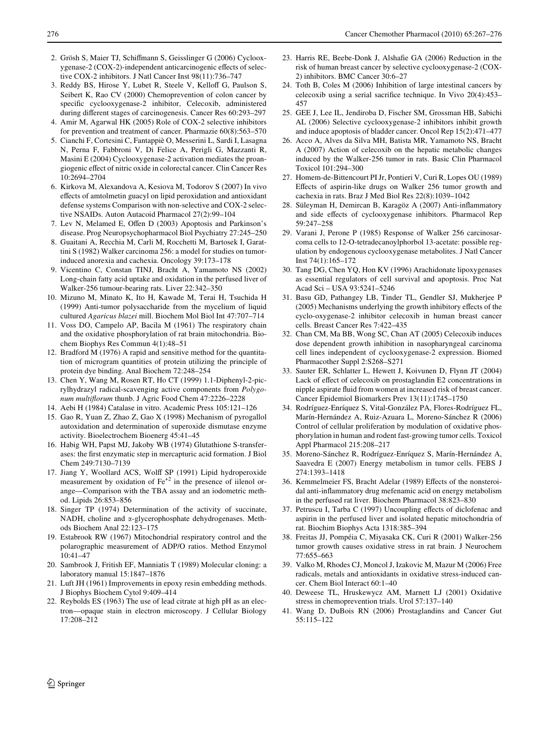2. Grösh S, Maier TJ, Schiffmann S, Geisslinger G (2006) Cyclooxygenase-2 (COX-2)-independent anticarcinogenic effects of selective COX-2 inhibitors. J Natl Cancer Inst 98(11):736–747
3. Reddy BS, Hirose Y, Lubet R, Steele V, Kelloff G, Paulson S, Seibert K, Rao CV (2000) Chemoprevention of colon cancer by specific cyclooxygenase-2 inhibitor, Celecoxib, administered during different stages of carcinogenesis. Cancer Res 60:293–297
4. Amir M, Agarwal HK (2005) Role of COX-2 selective inhibitors for prevention and treatment of cancer. Pharmazie 60(8):563–570
5. Cianchi F, Cortesini C, Fantappiè O, Messerini L, Sardi I, Lasagna N, Perna F, Fabbroni V, Di Felice A, Perigli G, Mazzanti R, Masini E (2004) Cyclooxygenase-2 activation mediates the proangiogenic effect of nitric oxide in colorectal cancer. Clin Cancer Res 10:2694–2704
6. Kirkova M, Alexandova A, Kesiova M, Todorov S (2007) In vivo effects of amtolmetin guacyl on lipid peroxidation and antioxidant defense systems Comparison with non-selective and COX-2 selective NSAIDs. Auton Autacoid Pharmacol 27(2):99–104
7. Lev N, Melamed E, Offen D (2003) Apoptosis and Parkinson's disease. Prog Neuropsychopharmacol Biol Psychiatry 27:245–250
8. Guaitani A, Recchia M, Carli M, Rocchetti M, Bartosek I, Garattini S (1982) Walker carcinoma 256: a model for studies on tumor-induced anorexia and cachexia. Oncology 39:173–178
9. Vicentino C, Constan TINJ, Bracht A, Yamamoto NS (2002) Long-chain fatty acid uptake and oxidation in the perfused liver of Walker-256 tumour-bearing rats. Liver 22:342–350
10. Mizuno M, Minato K, Ito H, Kawade M, Terai H, Tsuchida H (1999) Anti-tumor polysaccharide from the mycelium of liquid cultured *Agaricus blazei* mill. Biochem Mol Biol Int 47:707–714
11. Voss DO, Campelo AP, Bacila M (1961) The respiratory chain and the oxidative phosphorylation of rat brain mitochondria. Biochem Biophys Res Commun 4(1):48–51
12. Bradford M (1976) A rapid and sensitive method for the quantitation of microgram quantities of protein utilizing the principle of protein dye binding. Anal Biochem 72:248–254
13. Chen Y, Wang M, Rosen RT, Ho CT (1999) 1.1-Diphenyl-2-picrylhydrazyl radical-scavenging active components from *Polygonum multiflorum* thunb. J Agric Food Chem 47:2226–2228
14. Aebi H (1984) Catalase in vitro. Academic Press 105:121–126
15. Gao R, Yuan Z, Zhao Z, Gao X (1998) Mechanism of pyrogallol autoxidation and determination of superoxide dismutase enzyme activity. Bioelectrochem Bioenerg 45:41–45
16. Habig WH, Papst MJ, Jakoby WB (1974) Glutathione S-transferases: the first enzymatic step in mercapturic acid formation. J Biol Chem 249:7130–7139
17. Jiang Y, Woollard ACS, Wolff SP (1991) Lipid hydroperoxide measurement by oxidation of $Fe^{+2}$ in the presence of iilenol orange—Comparison with the TBA assay and an iodometric method. Lipids 26:853–856
18. Singer TP (1974) Determination of the activity of succinate, NADH, choline and α-glycerophosphate dehydrogenases. Methods Biochem Anal 22:123–175
19. Estabrook RW (1967) Mitochondrial respiratory control and the polarographic measurement of ADP/O ratios. Method Enzymol 10:41–47
20. Sambrook J, Fritish EF, Manniatis T (1989) Molecular cloning: a laboratory manual 15:1847–1876
21. Luft JH (1961) Improvements in epoxy resin embedding methods. J Biophys Biochem Cytol 9:409–414
22. Reybolds ES (1963) The use of lead citrate at high pH as an electron—opaque stain in electron microscopy. J Cellular Biology 17:208–212
23. Harris RE, Beebe-Donk J, Alshafie GA (2006) Reduction in the risk of human breast cancer by selective cyclooxygenase-2 (COX-2) inhibitors. BMC Cancer 30:6–27
24. Toth B, Coles M (2006) Inhibition of large intestinal cancers by celecoxib using a serial sacrifice technique. In Vivo 20(4):453–457
25. GEE J, Lee IL, Jendiroba D, Fischer SM, Grossman HB, Sabichi AL (2006) Selective cyclooxygenase-2 inhibitors inhibit growth and induce apoptosis of bladder cancer. Oncol Rep 15(2):471–477
26. Acco A, Alves da Silva MH, Batista MR, Yamamoto NS, Bracht A (2007) Action of celecoxib on the hepatic metabolic changes induced by the Walker-256 tumor in rats. Basic Clin Pharmacol Toxicol 101:294–300
27. Homem-de-Bittencourt PI Jr, Pontieri V, Curi R, Lopes OU (1989) Effects of aspirin-like drugs on Walker 256 tumor growth and cachexia in rats. Braz J Med Biol Res 22(8):1039–1042
28. Süleyman H, Demircan B, Karagöz A (2007) Anti-inflammatory and side effects of cyclooxygenase inhibitors. Pharmacol Rep 59:247–258
29. Varani J, Perone P (1985) Response of Walker 256 carcinosarcoma cells to 12-O-tetradecanoylphorbol 13-acetate: possible regulation by endogenous cyclooxygenase metabolites. J Natl Cancer Inst 74(1):165–172
30. Tang DG, Chen YQ, Hon KV (1996) Arachidonate lipoxygenases as essential regulators of cell survival and apoptosis. Proc Nat Acad Sci – USA 93:5241–5246
31. Basu GD, Pathangey LB, Tinder TL, Gendler SJ, Mukherjee P (2005) Mechanisms underlying the growth inhibitory effects of the cyclo-oxygenase-2 inhibitor celecoxib in human breast cancer cells. Breast Cancer Res 7:422–435
32. Chan CM, Ma BB, Wong SC, Chan AT (2005) Celecoxib induces dose dependent growth inhibition in nasopharyngeal carcinoma cell lines independent of cyclooxygenase-2 expression. Biomed Pharmacother Suppl 2:S268–S271
33. Sauter ER, Schlatter L, Hewett J, Koivunen D, Flynn JT (2004) Lack of effect of celecoxib on prostaglandin E2 concentrations in nipple aspirate fluid from women at increased risk of breast cancer. Cancer Epidemiol Biomarkers Prev 13(11):1745–1750
34. Rodríguez-Enríquez S, Vital-González PA, Flores-Rodríguez FL, Marín-Hernández A, Ruiz-Azuara L, Moreno-Sánchez R (2006) Control of cellular proliferation by modulation of oxidative phosphorylation in human and rodent fast-growing tumor cells. Toxicol Appl Pharmacol 215:208–217
35. Moreno-Sánchez R, Rodríguez-Enríquez S, Marín-Hernández A, Saavedra E (2007) Energy metabolism in tumor cells. FEBS J 274:1393–1418
36. Kemmelmeier FS, Bracht Adelar (1989) Effects of the nonsteroidal anti-inflammatory drug mefenamic acid on energy metabolism in the perfused rat liver. Biochem Pharmacol 38:823–830
37. Petruscu I, Tarba C (1997) Uncoupling effects of diclofenac and aspirin in the perfused liver and isolated hepatic mitochondria of rat. Biochim Biophys Acta 1318:385–394
38. Freitas JJ, Pompéia C, Miyasaka CK, Curi R (2001) Walker-256 tumor growth causes oxidative stress in rat brain. J Neurochem 77:655–663
39. Valko M, Rhodes CJ, Moncol J, Izakovic M, Mazur M (2006) Free radicals, metals and antioxidants in oxidative stress-induced cancer. Chem Biol Interact 60:1–40
40. Deweese TL, Hruskewycz AM, Marnett LJ (2001) Oxidative stress in chemoprevention trials. Urol 57:137–140
41. Wang D, DuBois RN (2006) Prostaglandins and Cancer Gut 55:115–122